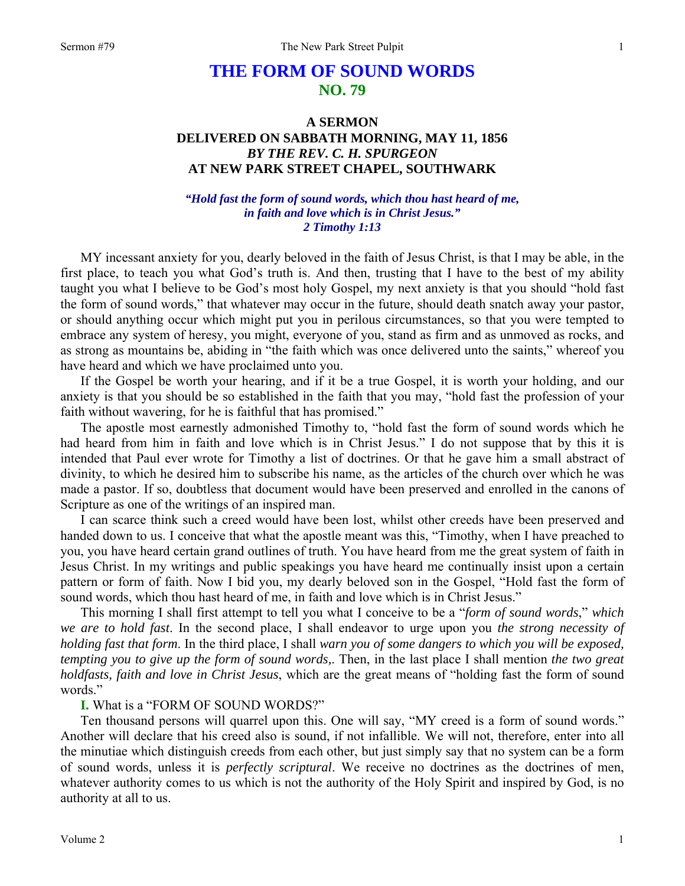# THE FORM OF SOUND WORDS
## NO. 79

### A SERMON
### DELIVERED ON SABBATH MORNING, MAY 11, 1856
### *BY THE REV. C. H. SPURGEON*
### AT NEW PARK STREET CHAPEL, SOUTHWARK

*"Hold fast the form of sound words, which thou hast heard of me, in faith and love which is in Christ Jesus." 2 Timothy 1:13*

MY incessant anxiety for you, dearly beloved in the faith of Jesus Christ, is that I may be able, in the first place, to teach you what God's truth is. And then, trusting that I have to the best of my ability taught you what I believe to be God's most holy Gospel, my next anxiety is that you should "hold fast the form of sound words," that whatever may occur in the future, should death snatch away your pastor, or should anything occur which might put you in perilous circumstances, so that you were tempted to embrace any system of heresy, you might, everyone of you, stand as firm and as unmoved as rocks, and as strong as mountains be, abiding in "the faith which was once delivered unto the saints," whereof you have heard and which we have proclaimed unto you.

If the Gospel be worth your hearing, and if it be a true Gospel, it is worth your holding, and our anxiety is that you should be so established in the faith that you may, "hold fast the profession of your faith without wavering, for he is faithful that has promised."

The apostle most earnestly admonished Timothy to, "hold fast the form of sound words which he had heard from him in faith and love which is in Christ Jesus." I do not suppose that by this it is intended that Paul ever wrote for Timothy a list of doctrines. Or that he gave him a small abstract of divinity, to which he desired him to subscribe his name, as the articles of the church over which he was made a pastor. If so, doubtless that document would have been preserved and enrolled in the canons of Scripture as one of the writings of an inspired man.

I can scarce think such a creed would have been lost, whilst other creeds have been preserved and handed down to us. I conceive that what the apostle meant was this, "Timothy, when I have preached to you, you have heard certain grand outlines of truth. You have heard from me the great system of faith in Jesus Christ. In my writings and public speakings you have heard me continually insist upon a certain pattern or form of faith. Now I bid you, my dearly beloved son in the Gospel, "Hold fast the form of sound words, which thou hast heard of me, in faith and love which is in Christ Jesus."

This morning I shall first attempt to tell you what I conceive to be a "*form of sound words*," *which we are to hold fast*. In the second place, I shall endeavor to urge upon you *the strong necessity of holding fast that form*. In the third place, I shall *warn you of some dangers to which you will be exposed, tempting you to give up the form of sound words,*. Then, in the last place I shall mention *the two great holdfasts, faith and love in Christ Jesus*, which are the great means of "holding fast the form of sound words."

**I.** What is a "FORM OF SOUND WORDS?"

Ten thousand persons will quarrel upon this. One will say, "MY creed is a form of sound words." Another will declare that his creed also is sound, if not infallible. We will not, therefore, enter into all the minutiae which distinguish creeds from each other, but just simply say that no system can be a form of sound words, unless it is *perfectly scriptural*. We receive no doctrines as the doctrines of men, whatever authority comes to us which is not the authority of the Holy Spirit and inspired by God, is no authority at all to us.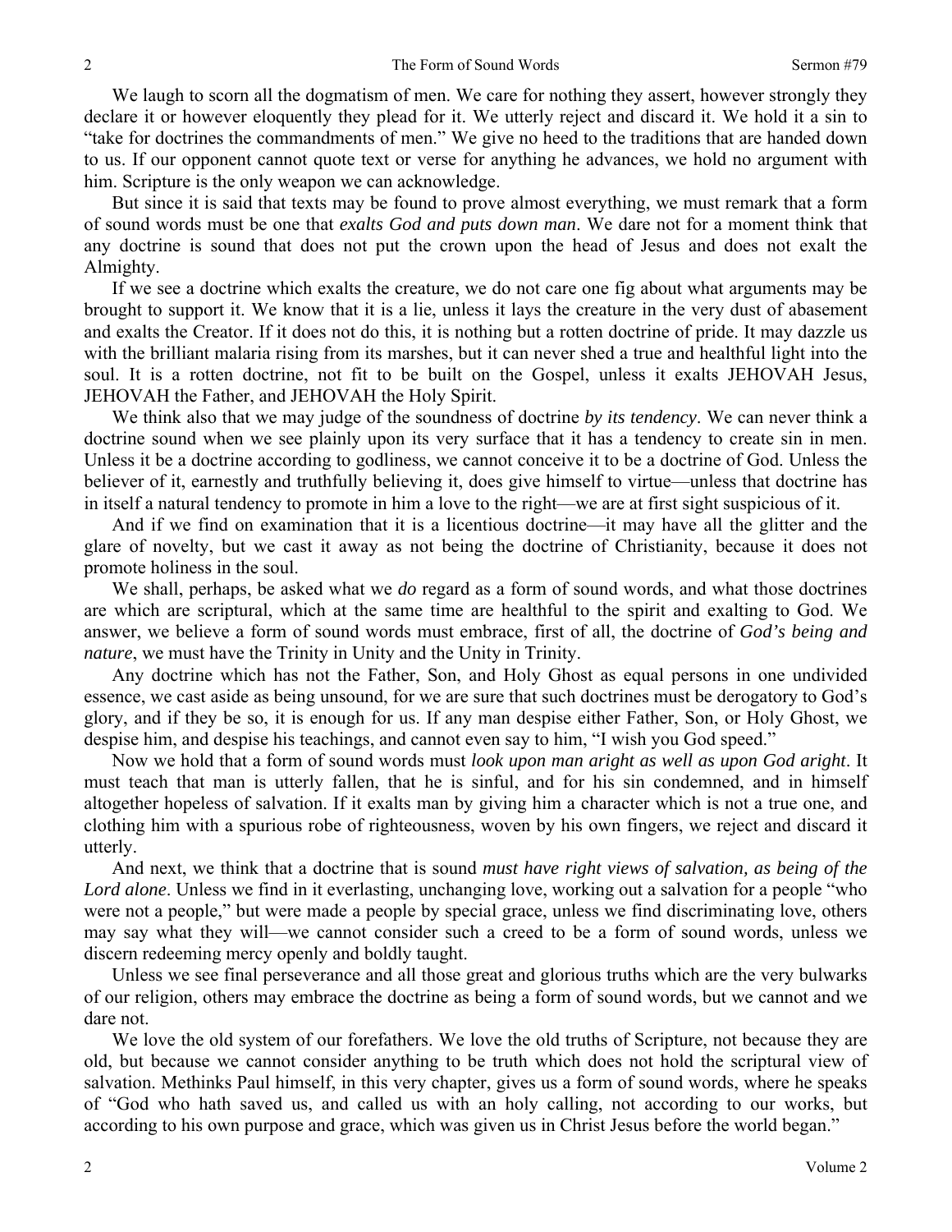We laugh to scorn all the dogmatism of men. We care for nothing they assert, however strongly they declare it or however eloquently they plead for it. We utterly reject and discard it. We hold it a sin to "take for doctrines the commandments of men." We give no heed to the traditions that are handed down to us. If our opponent cannot quote text or verse for anything he advances, we hold no argument with him. Scripture is the only weapon we can acknowledge.

But since it is said that texts may be found to prove almost everything, we must remark that a form of sound words must be one that *exalts God and puts down man*. We dare not for a moment think that any doctrine is sound that does not put the crown upon the head of Jesus and does not exalt the Almighty.

If we see a doctrine which exalts the creature, we do not care one fig about what arguments may be brought to support it. We know that it is a lie, unless it lays the creature in the very dust of abasement and exalts the Creator. If it does not do this, it is nothing but a rotten doctrine of pride. It may dazzle us with the brilliant malaria rising from its marshes, but it can never shed a true and healthful light into the soul. It is a rotten doctrine, not fit to be built on the Gospel, unless it exalts JEHOVAH Jesus, JEHOVAH the Father, and JEHOVAH the Holy Spirit.

We think also that we may judge of the soundness of doctrine *by its tendency*. We can never think a doctrine sound when we see plainly upon its very surface that it has a tendency to create sin in men. Unless it be a doctrine according to godliness, we cannot conceive it to be a doctrine of God. Unless the believer of it, earnestly and truthfully believing it, does give himself to virtue—unless that doctrine has in itself a natural tendency to promote in him a love to the right—we are at first sight suspicious of it.

And if we find on examination that it is a licentious doctrine—it may have all the glitter and the glare of novelty, but we cast it away as not being the doctrine of Christianity, because it does not promote holiness in the soul.

We shall, perhaps, be asked what we *do* regard as a form of sound words, and what those doctrines are which are scriptural, which at the same time are healthful to the spirit and exalting to God. We answer, we believe a form of sound words must embrace, first of all, the doctrine of *God's being and nature*, we must have the Trinity in Unity and the Unity in Trinity.

Any doctrine which has not the Father, Son, and Holy Ghost as equal persons in one undivided essence, we cast aside as being unsound, for we are sure that such doctrines must be derogatory to God's glory, and if they be so, it is enough for us. If any man despise either Father, Son, or Holy Ghost, we despise him, and despise his teachings, and cannot even say to him, "I wish you God speed."

Now we hold that a form of sound words must *look upon man aright as well as upon God aright*. It must teach that man is utterly fallen, that he is sinful, and for his sin condemned, and in himself altogether hopeless of salvation. If it exalts man by giving him a character which is not a true one, and clothing him with a spurious robe of righteousness, woven by his own fingers, we reject and discard it utterly.

And next, we think that a doctrine that is sound *must have right views of salvation, as being of the Lord alone*. Unless we find in it everlasting, unchanging love, working out a salvation for a people "who were not a people," but were made a people by special grace, unless we find discriminating love, others may say what they will—we cannot consider such a creed to be a form of sound words, unless we discern redeeming mercy openly and boldly taught.

Unless we see final perseverance and all those great and glorious truths which are the very bulwarks of our religion, others may embrace the doctrine as being a form of sound words, but we cannot and we dare not.

We love the old system of our forefathers. We love the old truths of Scripture, not because they are old, but because we cannot consider anything to be truth which does not hold the scriptural view of salvation. Methinks Paul himself, in this very chapter, gives us a form of sound words, where he speaks of "God who hath saved us, and called us with an holy calling, not according to our works, but according to his own purpose and grace, which was given us in Christ Jesus before the world began."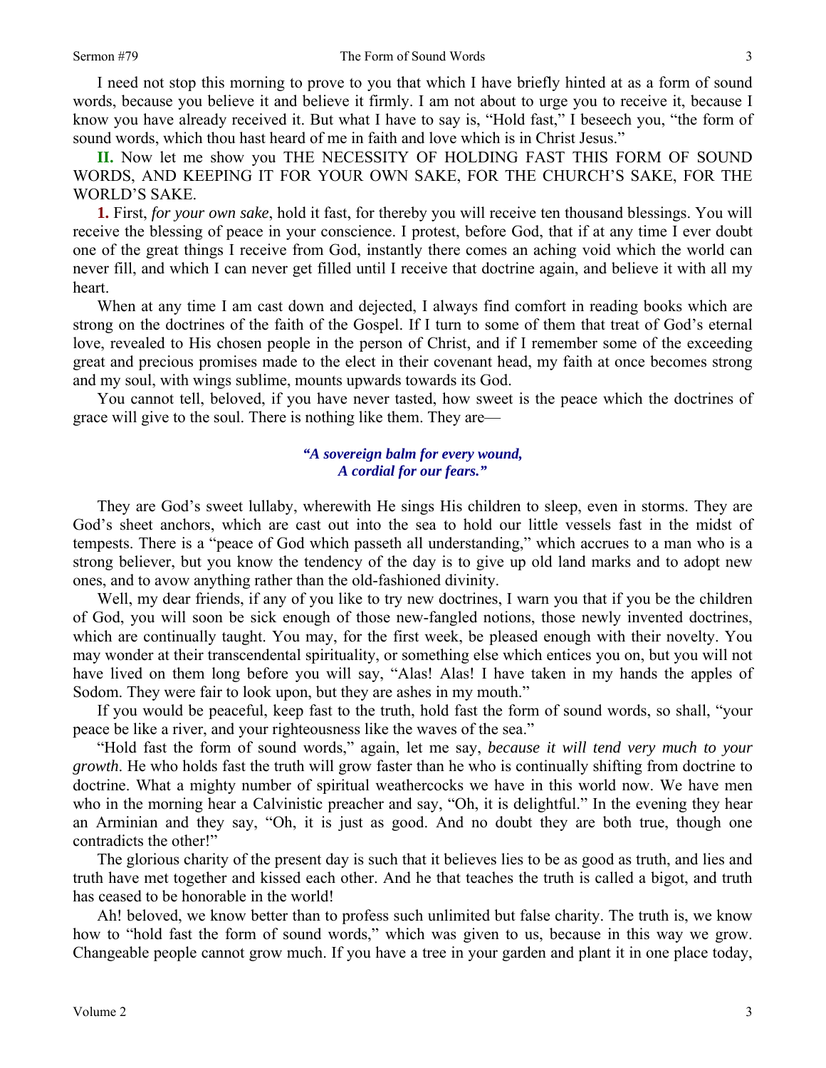I need not stop this morning to prove to you that which I have briefly hinted at as a form of sound words, because you believe it and believe it firmly. I am not about to urge you to receive it, because I know you have already received it. But what I have to say is, "Hold fast," I beseech you, "the form of sound words, which thou hast heard of me in faith and love which is in Christ Jesus."

**II.** Now let me show you THE NECESSITY OF HOLDING FAST THIS FORM OF SOUND WORDS, AND KEEPING IT FOR YOUR OWN SAKE, FOR THE CHURCH'S SAKE, FOR THE WORLD'S SAKE.

**1.** First, *for your own sake*, hold it fast, for thereby you will receive ten thousand blessings. You will receive the blessing of peace in your conscience. I protest, before God, that if at any time I ever doubt one of the great things I receive from God, instantly there comes an aching void which the world can never fill, and which I can never get filled until I receive that doctrine again, and believe it with all my heart.

When at any time I am cast down and dejected, I always find comfort in reading books which are strong on the doctrines of the faith of the Gospel. If I turn to some of them that treat of God's eternal love, revealed to His chosen people in the person of Christ, and if I remember some of the exceeding great and precious promises made to the elect in their covenant head, my faith at once becomes strong and my soul, with wings sublime, mounts upwards towards its God.

You cannot tell, beloved, if you have never tasted, how sweet is the peace which the doctrines of grace will give to the soul. There is nothing like them. They are—

> ***"A sovereign balm for every wound,***
> ***A cordial for our fears."***

They are God's sweet lullaby, wherewith He sings His children to sleep, even in storms. They are God's sheet anchors, which are cast out into the sea to hold our little vessels fast in the midst of tempests. There is a "peace of God which passeth all understanding," which accrues to a man who is a strong believer, but you know the tendency of the day is to give up old land marks and to adopt new ones, and to avow anything rather than the old-fashioned divinity.

Well, my dear friends, if any of you like to try new doctrines, I warn you that if you be the children of God, you will soon be sick enough of those new-fangled notions, those newly invented doctrines, which are continually taught. You may, for the first week, be pleased enough with their novelty. You may wonder at their transcendental spirituality, or something else which entices you on, but you will not have lived on them long before you will say, "Alas! Alas! I have taken in my hands the apples of Sodom. They were fair to look upon, but they are ashes in my mouth."

If you would be peaceful, keep fast to the truth, hold fast the form of sound words, so shall, "your peace be like a river, and your righteousness like the waves of the sea."

"Hold fast the form of sound words," again, let me say, *because it will tend very much to your growth*. He who holds fast the truth will grow faster than he who is continually shifting from doctrine to doctrine. What a mighty number of spiritual weathercocks we have in this world now. We have men who in the morning hear a Calvinistic preacher and say, "Oh, it is delightful." In the evening they hear an Arminian and they say, "Oh, it is just as good. And no doubt they are both true, though one contradicts the other!"

The glorious charity of the present day is such that it believes lies to be as good as truth, and lies and truth have met together and kissed each other. And he that teaches the truth is called a bigot, and truth has ceased to be honorable in the world!

Ah! beloved, we know better than to profess such unlimited but false charity. The truth is, we know how to "hold fast the form of sound words," which was given to us, because in this way we grow. Changeable people cannot grow much. If you have a tree in your garden and plant it in one place today,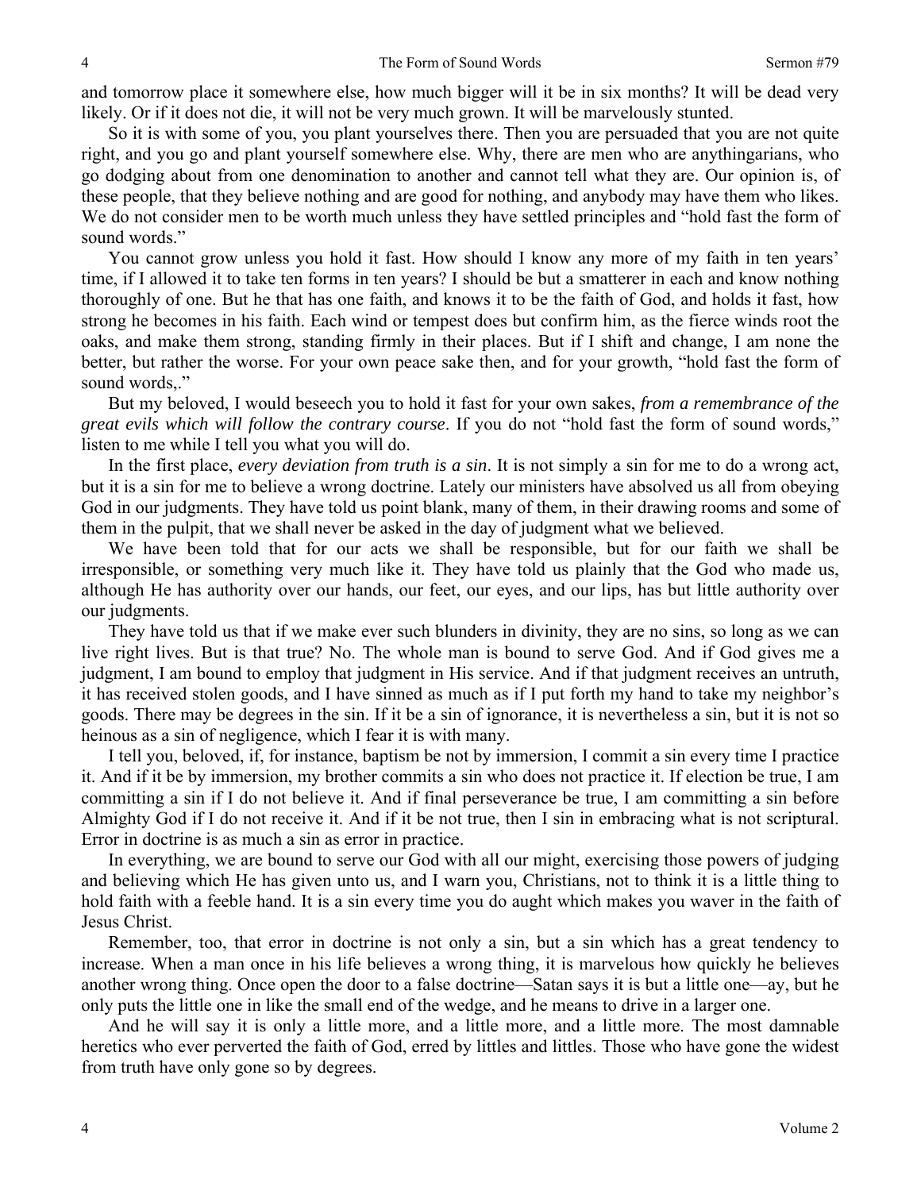and tomorrow place it somewhere else, how much bigger will it be in six months? It will be dead very likely. Or if it does not die, it will not be very much grown. It will be marvelously stunted.

So it is with some of you, you plant yourselves there. Then you are persuaded that you are not quite right, and you go and plant yourself somewhere else. Why, there are men who are anythingarians, who go dodging about from one denomination to another and cannot tell what they are. Our opinion is, of these people, that they believe nothing and are good for nothing, and anybody may have them who likes. We do not consider men to be worth much unless they have settled principles and "hold fast the form of sound words."

You cannot grow unless you hold it fast. How should I know any more of my faith in ten years' time, if I allowed it to take ten forms in ten years? I should be but a smatterer in each and know nothing thoroughly of one. But he that has one faith, and knows it to be the faith of God, and holds it fast, how strong he becomes in his faith. Each wind or tempest does but confirm him, as the fierce winds root the oaks, and make them strong, standing firmly in their places. But if I shift and change, I am none the better, but rather the worse. For your own peace sake then, and for your growth, "hold fast the form of sound words,."

But my beloved, I would beseech you to hold it fast for your own sakes, *from a remembrance of the great evils which will follow the contrary course*. If you do not "hold fast the form of sound words," listen to me while I tell you what you will do.

In the first place, *every deviation from truth is a sin*. It is not simply a sin for me to do a wrong act, but it is a sin for me to believe a wrong doctrine. Lately our ministers have absolved us all from obeying God in our judgments. They have told us point blank, many of them, in their drawing rooms and some of them in the pulpit, that we shall never be asked in the day of judgment what we believed.

We have been told that for our acts we shall be responsible, but for our faith we shall be irresponsible, or something very much like it. They have told us plainly that the God who made us, although He has authority over our hands, our feet, our eyes, and our lips, has but little authority over our judgments.

They have told us that if we make ever such blunders in divinity, they are no sins, so long as we can live right lives. But is that true? No. The whole man is bound to serve God. And if God gives me a judgment, I am bound to employ that judgment in His service. And if that judgment receives an untruth, it has received stolen goods, and I have sinned as much as if I put forth my hand to take my neighbor's goods. There may be degrees in the sin. If it be a sin of ignorance, it is nevertheless a sin, but it is not so heinous as a sin of negligence, which I fear it is with many.

I tell you, beloved, if, for instance, baptism be not by immersion, I commit a sin every time I practice it. And if it be by immersion, my brother commits a sin who does not practice it. If election be true, I am committing a sin if I do not believe it. And if final perseverance be true, I am committing a sin before Almighty God if I do not receive it. And if it be not true, then I sin in embracing what is not scriptural. Error in doctrine is as much a sin as error in practice.

In everything, we are bound to serve our God with all our might, exercising those powers of judging and believing which He has given unto us, and I warn you, Christians, not to think it is a little thing to hold faith with a feeble hand. It is a sin every time you do aught which makes you waver in the faith of Jesus Christ.

Remember, too, that error in doctrine is not only a sin, but a sin which has a great tendency to increase. When a man once in his life believes a wrong thing, it is marvelous how quickly he believes another wrong thing. Once open the door to a false doctrine—Satan says it is but a little one—ay, but he only puts the little one in like the small end of the wedge, and he means to drive in a larger one.

And he will say it is only a little more, and a little more, and a little more. The most damnable heretics who ever perverted the faith of God, erred by littles and littles. Those who have gone the widest from truth have only gone so by degrees.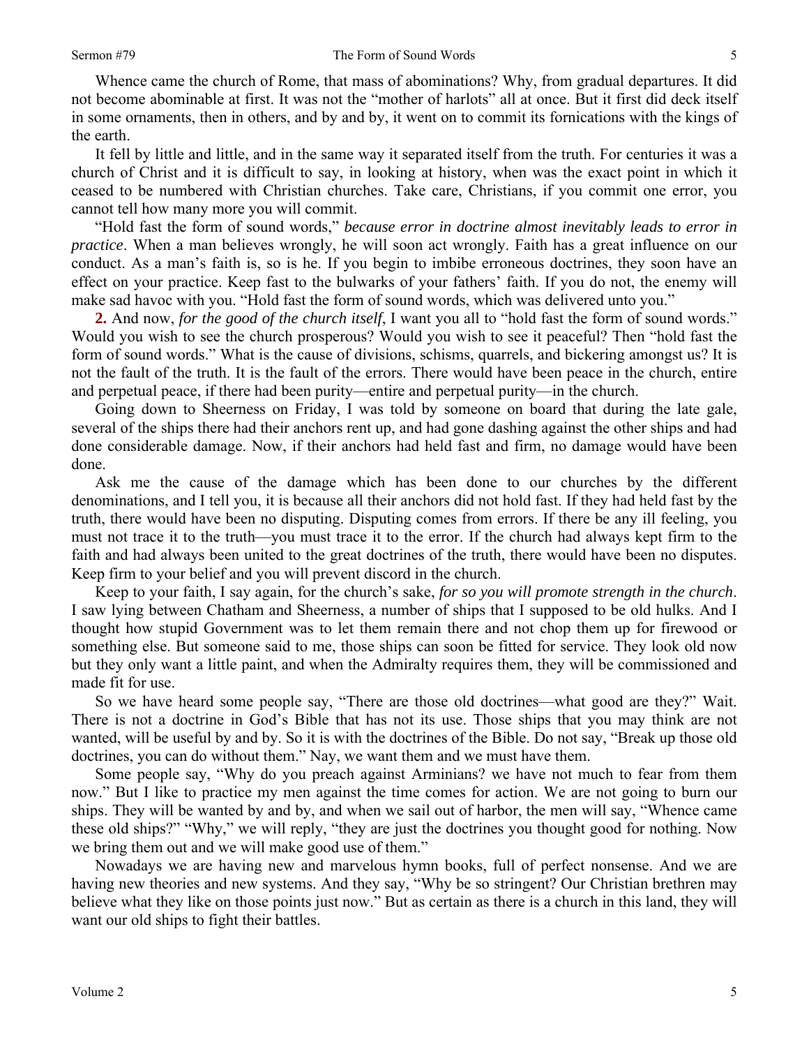Whence came the church of Rome, that mass of abominations? Why, from gradual departures. It did not become abominable at first. It was not the "mother of harlots" all at once. But it first did deck itself in some ornaments, then in others, and by and by, it went on to commit its fornications with the kings of the earth.

It fell by little and little, and in the same way it separated itself from the truth. For centuries it was a church of Christ and it is difficult to say, in looking at history, when was the exact point in which it ceased to be numbered with Christian churches. Take care, Christians, if you commit one error, you cannot tell how many more you will commit.

"Hold fast the form of sound words," *because error in doctrine almost inevitably leads to error in practice*. When a man believes wrongly, he will soon act wrongly. Faith has a great influence on our conduct. As a man's faith is, so is he. If you begin to imbibe erroneous doctrines, they soon have an effect on your practice. Keep fast to the bulwarks of your fathers' faith. If you do not, the enemy will make sad havoc with you. "Hold fast the form of sound words, which was delivered unto you."

**2.** And now, *for the good of the church itself*, I want you all to "hold fast the form of sound words." Would you wish to see the church prosperous? Would you wish to see it peaceful? Then "hold fast the form of sound words." What is the cause of divisions, schisms, quarrels, and bickering amongst us? It is not the fault of the truth. It is the fault of the errors. There would have been peace in the church, entire and perpetual peace, if there had been purity—entire and perpetual purity—in the church.

Going down to Sheerness on Friday, I was told by someone on board that during the late gale, several of the ships there had their anchors rent up, and had gone dashing against the other ships and had done considerable damage. Now, if their anchors had held fast and firm, no damage would have been done.

Ask me the cause of the damage which has been done to our churches by the different denominations, and I tell you, it is because all their anchors did not hold fast. If they had held fast by the truth, there would have been no disputing. Disputing comes from errors. If there be any ill feeling, you must not trace it to the truth—you must trace it to the error. If the church had always kept firm to the faith and had always been united to the great doctrines of the truth, there would have been no disputes. Keep firm to your belief and you will prevent discord in the church.

Keep to your faith, I say again, for the church's sake, *for so you will promote strength in the church*. I saw lying between Chatham and Sheerness, a number of ships that I supposed to be old hulks. And I thought how stupid Government was to let them remain there and not chop them up for firewood or something else. But someone said to me, those ships can soon be fitted for service. They look old now but they only want a little paint, and when the Admiralty requires them, they will be commissioned and made fit for use.

So we have heard some people say, "There are those old doctrines—what good are they?" Wait. There is not a doctrine in God's Bible that has not its use. Those ships that you may think are not wanted, will be useful by and by. So it is with the doctrines of the Bible. Do not say, "Break up those old doctrines, you can do without them." Nay, we want them and we must have them.

Some people say, "Why do you preach against Arminians? we have not much to fear from them now." But I like to practice my men against the time comes for action. We are not going to burn our ships. They will be wanted by and by, and when we sail out of harbor, the men will say, "Whence came these old ships?" "Why," we will reply, "they are just the doctrines you thought good for nothing. Now we bring them out and we will make good use of them."

Nowadays we are having new and marvelous hymn books, full of perfect nonsense. And we are having new theories and new systems. And they say, "Why be so stringent? Our Christian brethren may believe what they like on those points just now." But as certain as there is a church in this land, they will want our old ships to fight their battles.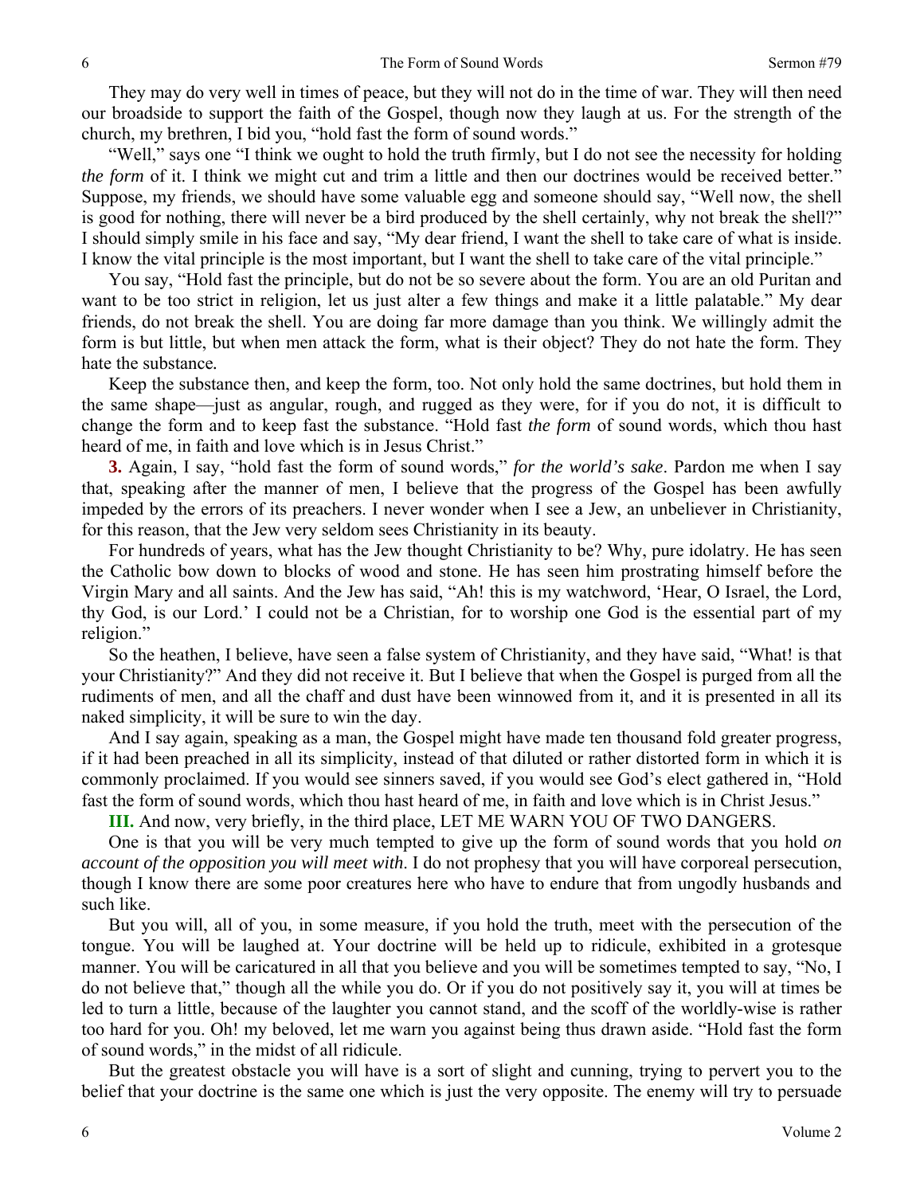They may do very well in times of peace, but they will not do in the time of war. They will then need our broadside to support the faith of the Gospel, though now they laugh at us. For the strength of the church, my brethren, I bid you, "hold fast the form of sound words."

"Well," says one "I think we ought to hold the truth firmly, but I do not see the necessity for holding *the form* of it. I think we might cut and trim a little and then our doctrines would be received better." Suppose, my friends, we should have some valuable egg and someone should say, "Well now, the shell is good for nothing, there will never be a bird produced by the shell certainly, why not break the shell?" I should simply smile in his face and say, "My dear friend, I want the shell to take care of what is inside. I know the vital principle is the most important, but I want the shell to take care of the vital principle."

You say, "Hold fast the principle, but do not be so severe about the form. You are an old Puritan and want to be too strict in religion, let us just alter a few things and make it a little palatable." My dear friends, do not break the shell. You are doing far more damage than you think. We willingly admit the form is but little, but when men attack the form, what is their object? They do not hate the form. They hate the substance.

Keep the substance then, and keep the form, too. Not only hold the same doctrines, but hold them in the same shape—just as angular, rough, and rugged as they were, for if you do not, it is difficult to change the form and to keep fast the substance. "Hold fast *the form* of sound words, which thou hast heard of me, in faith and love which is in Jesus Christ."

**3.** Again, I say, "hold fast the form of sound words," *for the world's sake*. Pardon me when I say that, speaking after the manner of men, I believe that the progress of the Gospel has been awfully impeded by the errors of its preachers. I never wonder when I see a Jew, an unbeliever in Christianity, for this reason, that the Jew very seldom sees Christianity in its beauty.

For hundreds of years, what has the Jew thought Christianity to be? Why, pure idolatry. He has seen the Catholic bow down to blocks of wood and stone. He has seen him prostrating himself before the Virgin Mary and all saints. And the Jew has said, "Ah! this is my watchword, 'Hear, O Israel, the Lord, thy God, is our Lord.' I could not be a Christian, for to worship one God is the essential part of my religion."

So the heathen, I believe, have seen a false system of Christianity, and they have said, "What! is that your Christianity?" And they did not receive it. But I believe that when the Gospel is purged from all the rudiments of men, and all the chaff and dust have been winnowed from it, and it is presented in all its naked simplicity, it will be sure to win the day.

And I say again, speaking as a man, the Gospel might have made ten thousand fold greater progress, if it had been preached in all its simplicity, instead of that diluted or rather distorted form in which it is commonly proclaimed. If you would see sinners saved, if you would see God's elect gathered in, "Hold fast the form of sound words, which thou hast heard of me, in faith and love which is in Christ Jesus."

**III.** And now, very briefly, in the third place, LET ME WARN YOU OF TWO DANGERS.

One is that you will be very much tempted to give up the form of sound words that you hold *on account of the opposition you will meet with*. I do not prophesy that you will have corporeal persecution, though I know there are some poor creatures here who have to endure that from ungodly husbands and such like.

But you will, all of you, in some measure, if you hold the truth, meet with the persecution of the tongue. You will be laughed at. Your doctrine will be held up to ridicule, exhibited in a grotesque manner. You will be caricatured in all that you believe and you will be sometimes tempted to say, "No, I do not believe that," though all the while you do. Or if you do not positively say it, you will at times be led to turn a little, because of the laughter you cannot stand, and the scoff of the worldly-wise is rather too hard for you. Oh! my beloved, let me warn you against being thus drawn aside. "Hold fast the form of sound words," in the midst of all ridicule.

But the greatest obstacle you will have is a sort of slight and cunning, trying to pervert you to the belief that your doctrine is the same one which is just the very opposite. The enemy will try to persuade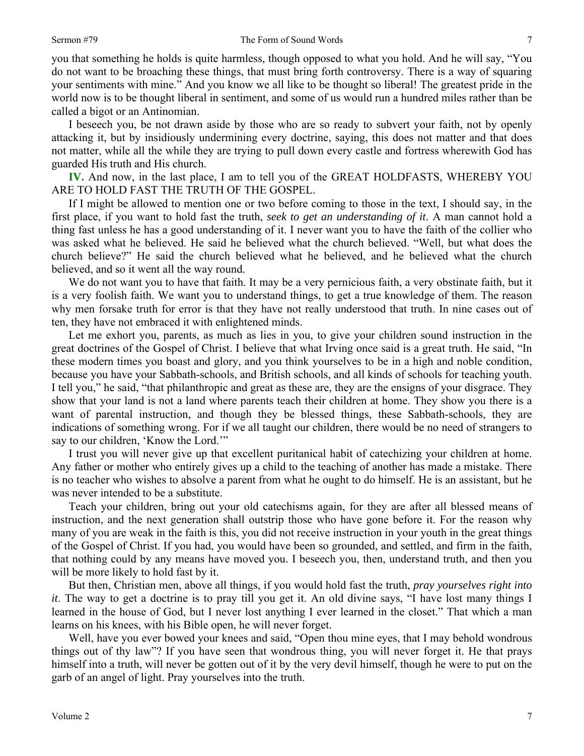you that something he holds is quite harmless, though opposed to what you hold. And he will say, "You do not want to be broaching these things, that must bring forth controversy. There is a way of squaring your sentiments with mine." And you know we all like to be thought so liberal! The greatest pride in the world now is to be thought liberal in sentiment, and some of us would run a hundred miles rather than be called a bigot or an Antinomian.

I beseech you, be not drawn aside by those who are so ready to subvert your faith, not by openly attacking it, but by insidiously undermining every doctrine, saying, this does not matter and that does not matter, while all the while they are trying to pull down every castle and fortress wherewith God has guarded His truth and His church.

**IV.** And now, in the last place, I am to tell you of the GREAT HOLDFASTS, WHEREBY YOU ARE TO HOLD FAST THE TRUTH OF THE GOSPEL.

If I might be allowed to mention one or two before coming to those in the text, I should say, in the first place, if you want to hold fast the truth, *seek to get an understanding of it*. A man cannot hold a thing fast unless he has a good understanding of it. I never want you to have the faith of the collier who was asked what he believed. He said he believed what the church believed. "Well, but what does the church believe?" He said the church believed what he believed, and he believed what the church believed, and so it went all the way round.

We do not want you to have that faith. It may be a very pernicious faith, a very obstinate faith, but it is a very foolish faith. We want you to understand things, to get a true knowledge of them. The reason why men forsake truth for error is that they have not really understood that truth. In nine cases out of ten, they have not embraced it with enlightened minds.

Let me exhort you, parents, as much as lies in you, to give your children sound instruction in the great doctrines of the Gospel of Christ. I believe that what Irving once said is a great truth. He said, "In these modern times you boast and glory, and you think yourselves to be in a high and noble condition, because you have your Sabbath-schools, and British schools, and all kinds of schools for teaching youth. I tell you," he said, "that philanthropic and great as these are, they are the ensigns of your disgrace. They show that your land is not a land where parents teach their children at home. They show you there is a want of parental instruction, and though they be blessed things, these Sabbath-schools, they are indications of something wrong. For if we all taught our children, there would be no need of strangers to say to our children, 'Know the Lord.'"

I trust you will never give up that excellent puritanical habit of catechizing your children at home. Any father or mother who entirely gives up a child to the teaching of another has made a mistake. There is no teacher who wishes to absolve a parent from what he ought to do himself. He is an assistant, but he was never intended to be a substitute.

Teach your children, bring out your old catechisms again, for they are after all blessed means of instruction, and the next generation shall outstrip those who have gone before it. For the reason why many of you are weak in the faith is this, you did not receive instruction in your youth in the great things of the Gospel of Christ. If you had, you would have been so grounded, and settled, and firm in the faith, that nothing could by any means have moved you. I beseech you, then, understand truth, and then you will be more likely to hold fast by it.

But then, Christian men, above all things, if you would hold fast the truth, *pray yourselves right into it*. The way to get a doctrine is to pray till you get it. An old divine says, "I have lost many things I learned in the house of God, but I never lost anything I ever learned in the closet." That which a man learns on his knees, with his Bible open, he will never forget.

Well, have you ever bowed your knees and said, "Open thou mine eyes, that I may behold wondrous things out of thy law"? If you have seen that wondrous thing, you will never forget it. He that prays himself into a truth, will never be gotten out of it by the very devil himself, though he were to put on the garb of an angel of light. Pray yourselves into the truth.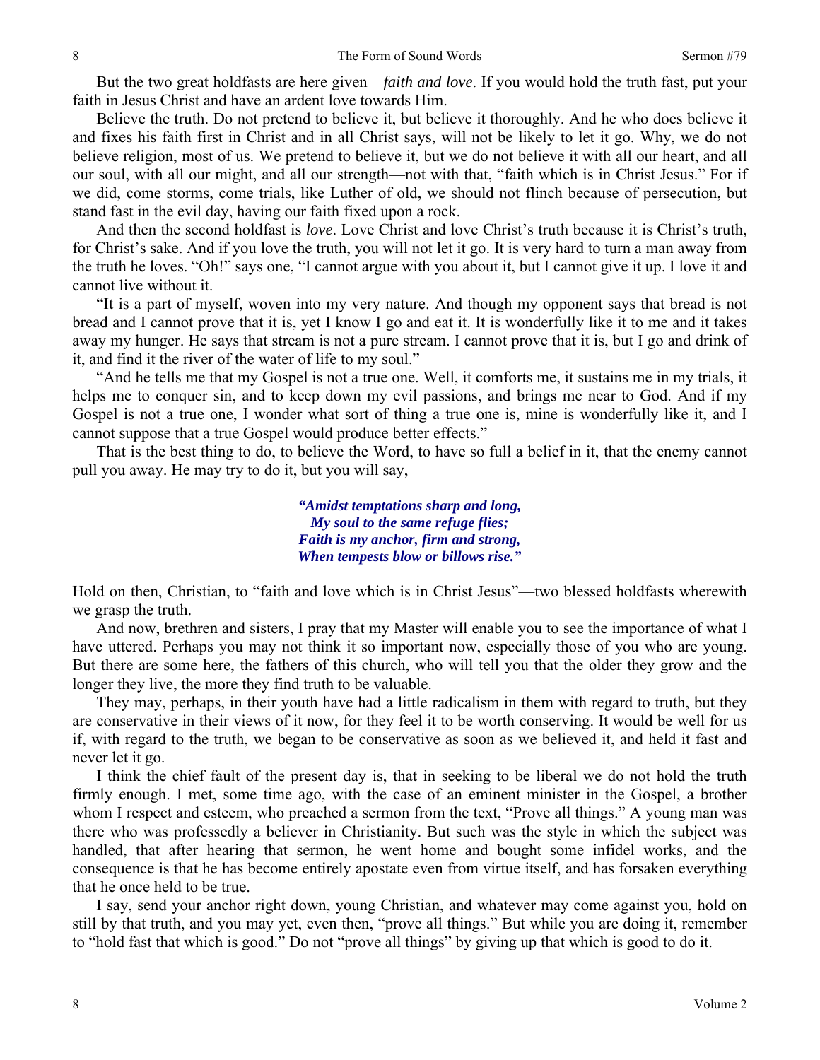But the two great holdfasts are here given—*faith and love*. If you would hold the truth fast, put your faith in Jesus Christ and have an ardent love towards Him.

Believe the truth. Do not pretend to believe it, but believe it thoroughly. And he who does believe it and fixes his faith first in Christ and in all Christ says, will not be likely to let it go. Why, we do not believe religion, most of us. We pretend to believe it, but we do not believe it with all our heart, and all our soul, with all our might, and all our strength—not with that, "faith which is in Christ Jesus." For if we did, come storms, come trials, like Luther of old, we should not flinch because of persecution, but stand fast in the evil day, having our faith fixed upon a rock.

And then the second holdfast is *love*. Love Christ and love Christ's truth because it is Christ's truth, for Christ's sake. And if you love the truth, you will not let it go. It is very hard to turn a man away from the truth he loves. "Oh!" says one, "I cannot argue with you about it, but I cannot give it up. I love it and cannot live without it.

"It is a part of myself, woven into my very nature. And though my opponent says that bread is not bread and I cannot prove that it is, yet I know I go and eat it. It is wonderfully like it to me and it takes away my hunger. He says that stream is not a pure stream. I cannot prove that it is, but I go and drink of it, and find it the river of the water of life to my soul."

"And he tells me that my Gospel is not a true one. Well, it comforts me, it sustains me in my trials, it helps me to conquer sin, and to keep down my evil passions, and brings me near to God. And if my Gospel is not a true one, I wonder what sort of thing a true one is, mine is wonderfully like it, and I cannot suppose that a true Gospel would produce better effects."

That is the best thing to do, to believe the Word, to have so full a belief in it, that the enemy cannot pull you away. He may try to do it, but you will say,

> ***"Amidst temptations sharp and long,***
> ***My soul to the same refuge flies;***
> ***Faith is my anchor, firm and strong,***
> ***When tempests blow or billows rise."***

Hold on then, Christian, to "faith and love which is in Christ Jesus"—two blessed holdfasts wherewith we grasp the truth.

And now, brethren and sisters, I pray that my Master will enable you to see the importance of what I have uttered. Perhaps you may not think it so important now, especially those of you who are young. But there are some here, the fathers of this church, who will tell you that the older they grow and the longer they live, the more they find truth to be valuable.

They may, perhaps, in their youth have had a little radicalism in them with regard to truth, but they are conservative in their views of it now, for they feel it to be worth conserving. It would be well for us if, with regard to the truth, we began to be conservative as soon as we believed it, and held it fast and never let it go.

I think the chief fault of the present day is, that in seeking to be liberal we do not hold the truth firmly enough. I met, some time ago, with the case of an eminent minister in the Gospel, a brother whom I respect and esteem, who preached a sermon from the text, "Prove all things." A young man was there who was professedly a believer in Christianity. But such was the style in which the subject was handled, that after hearing that sermon, he went home and bought some infidel works, and the consequence is that he has become entirely apostate even from virtue itself, and has forsaken everything that he once held to be true.

I say, send your anchor right down, young Christian, and whatever may come against you, hold on still by that truth, and you may yet, even then, "prove all things." But while you are doing it, remember to "hold fast that which is good." Do not "prove all things" by giving up that which is good to do it.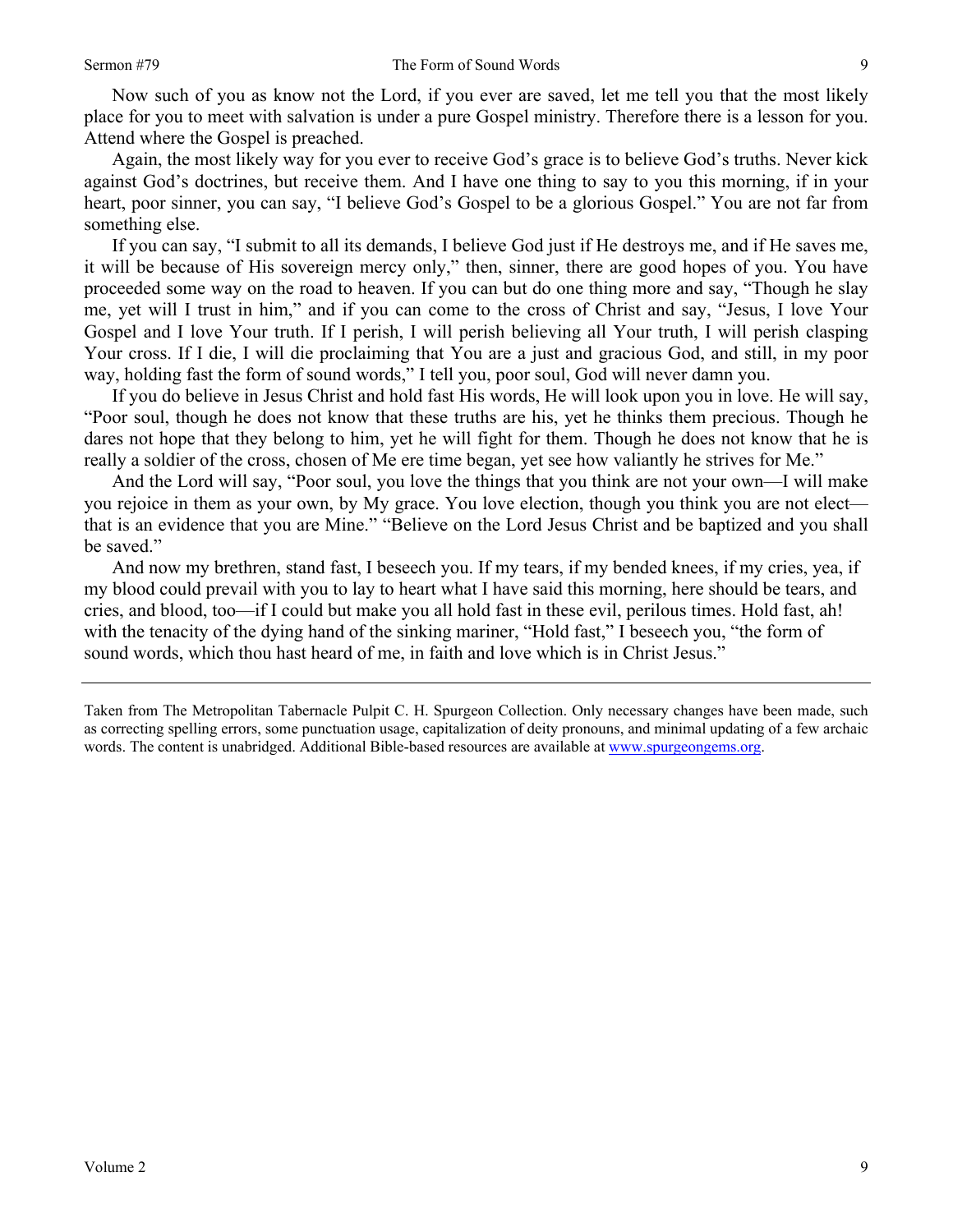Now such of you as know not the Lord, if you ever are saved, let me tell you that the most likely place for you to meet with salvation is under a pure Gospel ministry. Therefore there is a lesson for you. Attend where the Gospel is preached.

Again, the most likely way for you ever to receive God's grace is to believe God's truths. Never kick against God's doctrines, but receive them. And I have one thing to say to you this morning, if in your heart, poor sinner, you can say, "I believe God's Gospel to be a glorious Gospel." You are not far from something else.

If you can say, "I submit to all its demands, I believe God just if He destroys me, and if He saves me, it will be because of His sovereign mercy only," then, sinner, there are good hopes of you. You have proceeded some way on the road to heaven. If you can but do one thing more and say, "Though he slay me, yet will I trust in him," and if you can come to the cross of Christ and say, "Jesus, I love Your Gospel and I love Your truth. If I perish, I will perish believing all Your truth, I will perish clasping Your cross. If I die, I will die proclaiming that You are a just and gracious God, and still, in my poor way, holding fast the form of sound words," I tell you, poor soul, God will never damn you.

If you do believe in Jesus Christ and hold fast His words, He will look upon you in love. He will say, "Poor soul, though he does not know that these truths are his, yet he thinks them precious. Though he dares not hope that they belong to him, yet he will fight for them. Though he does not know that he is really a soldier of the cross, chosen of Me ere time began, yet see how valiantly he strives for Me."

And the Lord will say, "Poor soul, you love the things that you think are not your own—I will make you rejoice in them as your own, by My grace. You love election, though you think you are not elect—that is an evidence that you are Mine." "Believe on the Lord Jesus Christ and be baptized and you shall be saved."

And now my brethren, stand fast, I beseech you. If my tears, if my bended knees, if my cries, yea, if my blood could prevail with you to lay to heart what I have said this morning, here should be tears, and cries, and blood, too—if I could but make you all hold fast in these evil, perilous times. Hold fast, ah! with the tenacity of the dying hand of the sinking mariner, "Hold fast," I beseech you, "the form of sound words, which thou hast heard of me, in faith and love which is in Christ Jesus."

---

Taken from The Metropolitan Tabernacle Pulpit C. H. Spurgeon Collection. Only necessary changes have been made, such as correcting spelling errors, some punctuation usage, capitalization of deity pronouns, and minimal updating of a few archaic words. The content is unabridged. Additional Bible-based resources are available at www.spurgeongems.org.